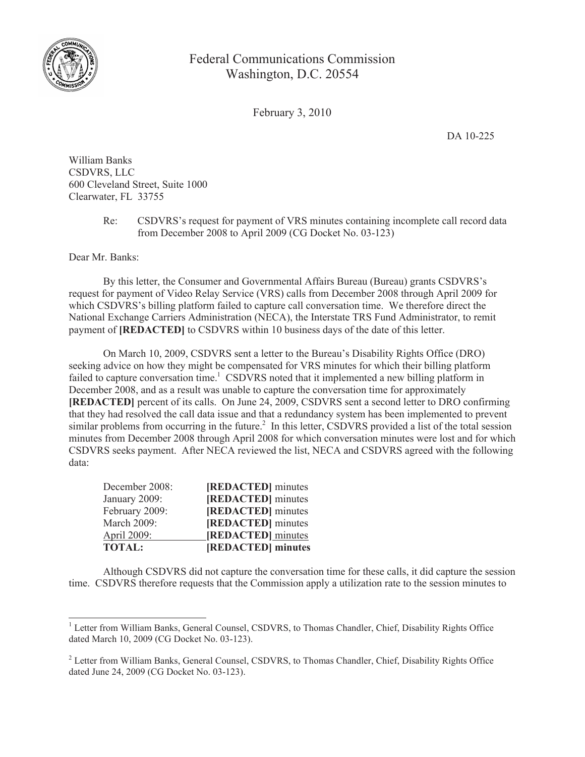Federal Communications Commission
Washington, D.C. 20554

February 3, 2010

DA 10-225

William Banks
CSDVRS, LLC
600 Cleveland Street, Suite 1000
Clearwater, FL 33755

Re: CSDVRS's request for payment of VRS minutes containing incomplete call record data from December 2008 to April 2009 (CG Docket No. 03-123)

Dear Mr. Banks:

By this letter, the Consumer and Governmental Affairs Bureau (Bureau) grants CSDVRS's request for payment of Video Relay Service (VRS) calls from December 2008 through April 2009 for which CSDVRS's billing platform failed to capture call conversation time. We therefore direct the National Exchange Carriers Administration (NECA), the Interstate TRS Fund Administrator, to remit payment of **[REDACTED]** to CSDVRS within 10 business days of the date of this letter.

On March 10, 2009, CSDVRS sent a letter to the Bureau's Disability Rights Office (DRO) seeking advice on how they might be compensated for VRS minutes for which their billing platform failed to capture conversation time.[1] CSDVRS noted that it implemented a new billing platform in December 2008, and as a result was unable to capture the conversation time for approximately **[REDACTED]** percent of its calls. On June 24, 2009, CSDVRS sent a second letter to DRO confirming that they had resolved the call data issue and that a redundancy system has been implemented to prevent similar problems from occurring in the future.[2] In this letter, CSDVRS provided a list of the total session minutes from December 2008 through April 2008 for which conversation minutes were lost and for which CSDVRS seeks payment. After NECA reviewed the list, NECA and CSDVRS agreed with the following data:

| | |
|---|---|
| December 2008: | **[REDACTED]** minutes |
| January 2009: | **[REDACTED]** minutes |
| February 2009: | **[REDACTED]** minutes |
| March 2009: | **[REDACTED]** minutes |
| April 2009: | **[REDACTED]** minutes |
| **TOTAL:** | **[REDACTED] minutes** |

Although CSDVRS did not capture the conversation time for these calls, it did capture the session time. CSDVRS therefore requests that the Commission apply a utilization rate to the session minutes to

---

[1] Letter from William Banks, General Counsel, CSDVRS, to Thomas Chandler, Chief, Disability Rights Office dated March 10, 2009 (CG Docket No. 03-123).

[2] Letter from William Banks, General Counsel, CSDVRS, to Thomas Chandler, Chief, Disability Rights Office dated June 24, 2009 (CG Docket No. 03-123).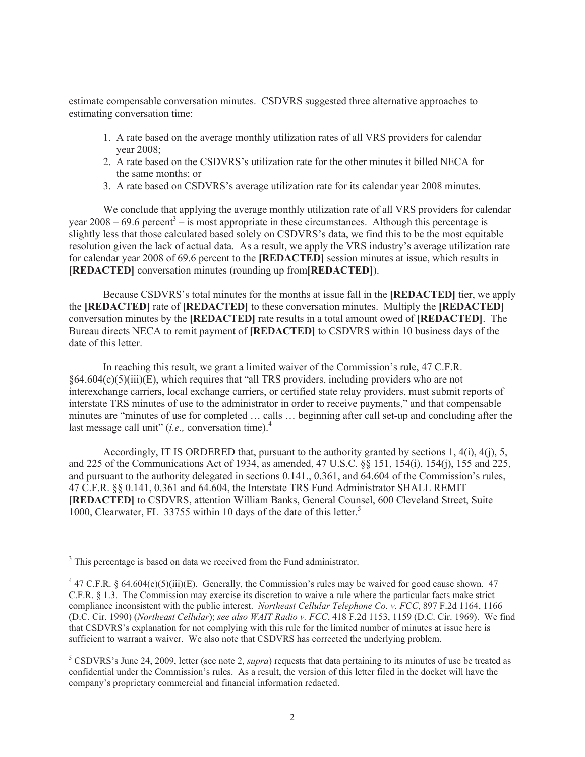estimate compensable conversation minutes. CSDVRS suggested three alternative approaches to estimating conversation time:

1. A rate based on the average monthly utilization rates of all VRS providers for calendar year 2008;
2. A rate based on the CSDVRS's utilization rate for the other minutes it billed NECA for the same months; or
3. A rate based on CSDVRS's average utilization rate for its calendar year 2008 minutes.

We conclude that applying the average monthly utilization rate of all VRS providers for calendar year 2008 – 69.6 percent[3] – is most appropriate in these circumstances. Although this percentage is slightly less that those calculated based solely on CSDVRS's data, we find this to be the most equitable resolution given the lack of actual data. As a result, we apply the VRS industry's average utilization rate for calendar year 2008 of 69.6 percent to the **[REDACTED]** session minutes at issue, which results in **[REDACTED]** conversation minutes (rounding up from**[REDACTED]**).

Because CSDVRS's total minutes for the months at issue fall in the **[REDACTED]** tier, we apply the **[REDACTED]** rate of **[REDACTED]** to these conversation minutes. Multiply the **[REDACTED]** conversation minutes by the **[REDACTED]** rate results in a total amount owed of **[REDACTED]**. The Bureau directs NECA to remit payment of **[REDACTED]** to CSDVRS within 10 business days of the date of this letter.

In reaching this result, we grant a limited waiver of the Commission's rule, 47 C.F.R. §64.604(c)(5)(iii)(E), which requires that "all TRS providers, including providers who are not interexchange carriers, local exchange carriers, or certified state relay providers, must submit reports of interstate TRS minutes of use to the administrator in order to receive payments," and that compensable minutes are "minutes of use for completed … calls … beginning after call set-up and concluding after the last message call unit" (*i.e.,* conversation time).[4]

Accordingly, IT IS ORDERED that, pursuant to the authority granted by sections 1, 4(i), 4(j), 5, and 225 of the Communications Act of 1934, as amended, 47 U.S.C. §§ 151, 154(i), 154(j), 155 and 225, and pursuant to the authority delegated in sections 0.141., 0.361, and 64.604 of the Commission's rules, 47 C.F.R. §§ 0.141, 0.361 and 64.604, the Interstate TRS Fund Administrator SHALL REMIT **[REDACTED]** to CSDVRS, attention William Banks, General Counsel, 600 Cleveland Street, Suite 1000, Clearwater, FL 33755 within 10 days of the date of this letter.[5]

---

[3] This percentage is based on data we received from the Fund administrator.

[4] 47 C.F.R. § 64.604(c)(5)(iii)(E). Generally, the Commission's rules may be waived for good cause shown. 47 C.F.R. § 1.3. The Commission may exercise its discretion to waive a rule where the particular facts make strict compliance inconsistent with the public interest. *Northeast Cellular Telephone Co. v. FCC*, 897 F.2d 1164, 1166 (D.C. Cir. 1990) (*Northeast Cellular*); *see also WAIT Radio v. FCC*, 418 F.2d 1153, 1159 (D.C. Cir. 1969). We find that CSDVRS's explanation for not complying with this rule for the limited number of minutes at issue here is sufficient to warrant a waiver. We also note that CSDVRS has corrected the underlying problem.

[5] CSDVRS's June 24, 2009, letter (see note 2, *supra*) requests that data pertaining to its minutes of use be treated as confidential under the Commission's rules. As a result, the version of this letter filed in the docket will have the company's proprietary commercial and financial information redacted.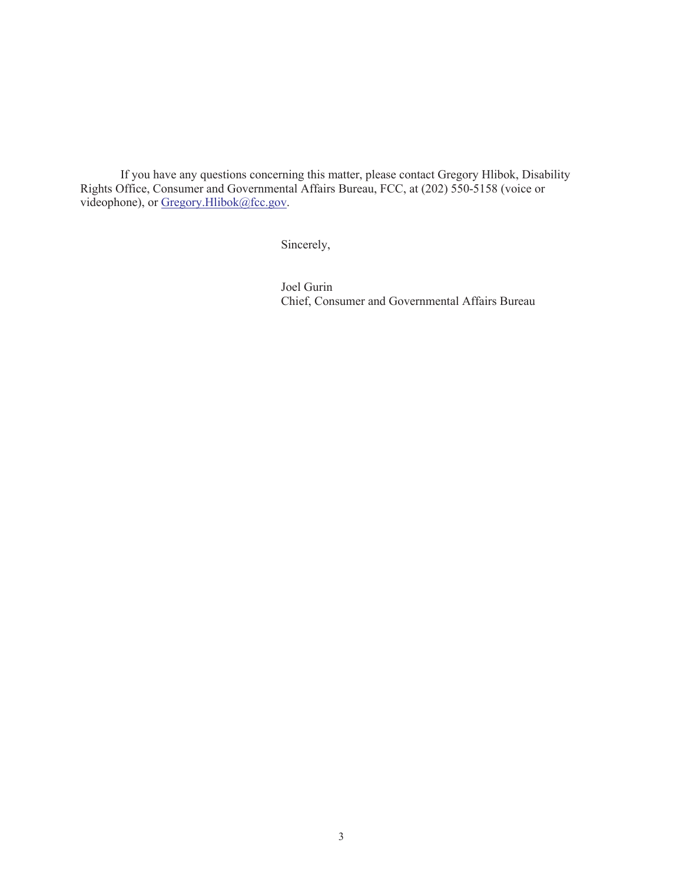If you have any questions concerning this matter, please contact Gregory Hlibok, Disability Rights Office, Consumer and Governmental Affairs Bureau, FCC, at (202) 550-5158 (voice or videophone), or Gregory.Hlibok@fcc.gov.

Sincerely,

Joel Gurin
Chief, Consumer and Governmental Affairs Bureau